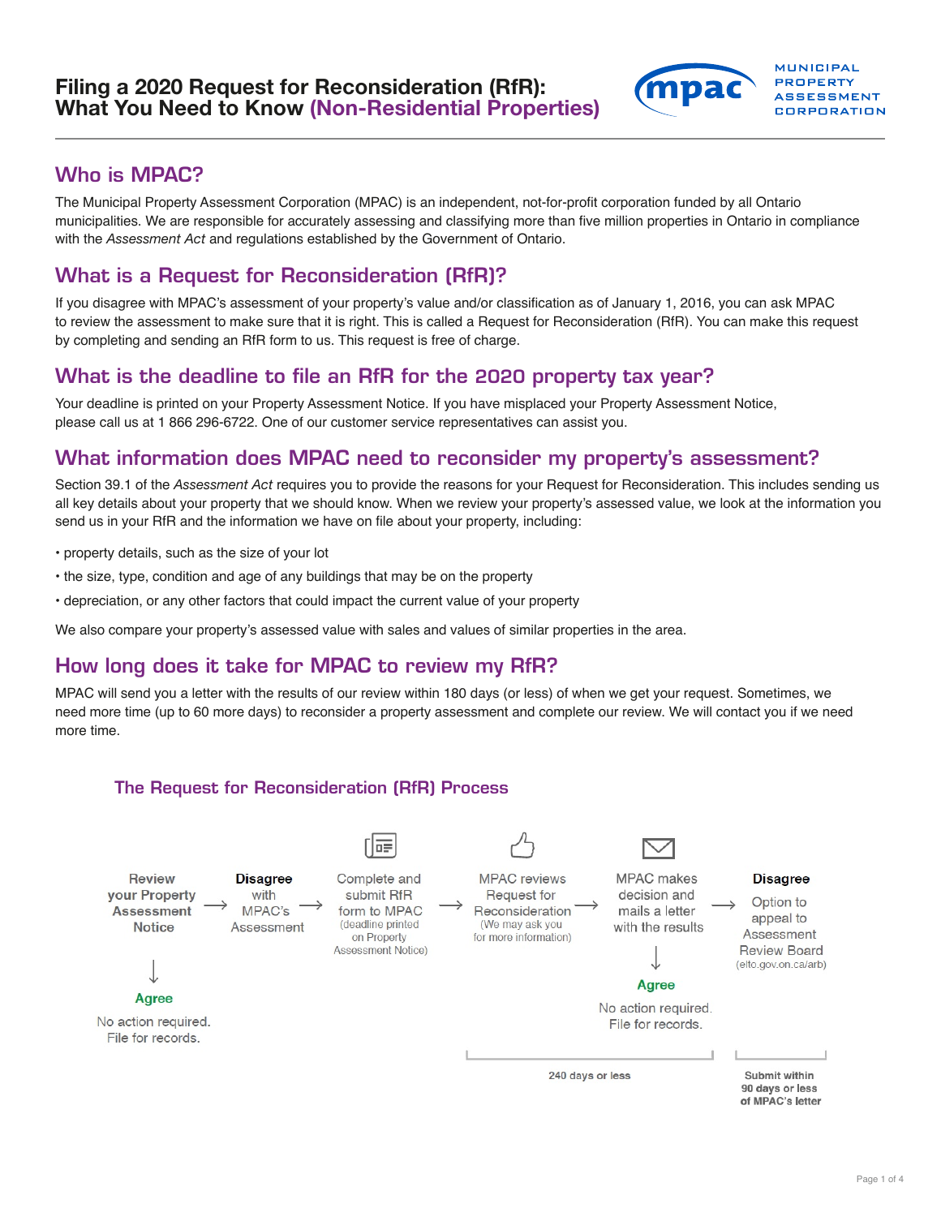# Filing a 2020 Request for Reconsideration (RfR): What You Need to Know (Non-Residential Properties)

MUNICIPAL PROPERTY ASSESSMENT CORPORATION

## Who is MPAC?

The Municipal Property Assessment Corporation (MPAC) is an independent, not-for-profit corporation funded by all Ontario municipalities. We are responsible for accurately assessing and classifying more than five million properties in Ontario in compliance with the *Assessment Act* and regulations established by the Government of Ontario.

## What is a Request for Reconsideration (RfR)?

If you disagree with MPAC's assessment of your property's value and/or classification as of January 1, 2016, you can ask MPAC to review the assessment to make sure that it is right. This is called a Request for Reconsideration (RfR). You can make this request by completing and sending an RfR form to us. This request is free of charge.

## What is the deadline to file an RfR for the 2020 property tax year?

Your deadline is printed on your Property Assessment Notice. If you have misplaced your Property Assessment Notice, please call us at 1 866 296-6722. One of our customer service representatives can assist you.

## What information does MPAC need to reconsider my property's assessment?

Section 39.1 of the *Assessment Act* requires you to provide the reasons for your Request for Reconsideration. This includes sending us all key details about your property that we should know. When we review your property's assessed value, we look at the information you send us in your RfR and the information we have on file about your property, including:

- property details, such as the size of your lot
- the size, type, condition and age of any buildings that may be on the property
- depreciation, or any other factors that could impact the current value of your property

We also compare your property's assessed value with sales and values of similar properties in the area.

## How long does it take for MPAC to review my RfR?

MPAC will send you a letter with the results of our review within 180 days (or less) of when we get your request. Sometimes, we need more time (up to 60 more days) to reconsider a property assessment and complete our review. We will contact you if we need more time.

### The Request for Reconsideration (RfR) Process

1. Review your Property Assessment Notice → **Agree**: No action required. File for records.
2. **Disagree** with MPAC's Assessment →
3. Complete and submit RfR form to MPAC (deadline printed on Property Assessment Notice) →
4. MPAC reviews Request for Reconsideration (We may ask you for more information) →
5. MPAC makes decision and mails a letter with the results → **Agree**: No action required. File for records.
6. **Disagree**: Option to appeal to Assessment Review Board (elto.gov.on.ca/arb)

Steps 3–5: **240 days or less**

Step 6: **Submit within 90 days or less of MPAC's letter**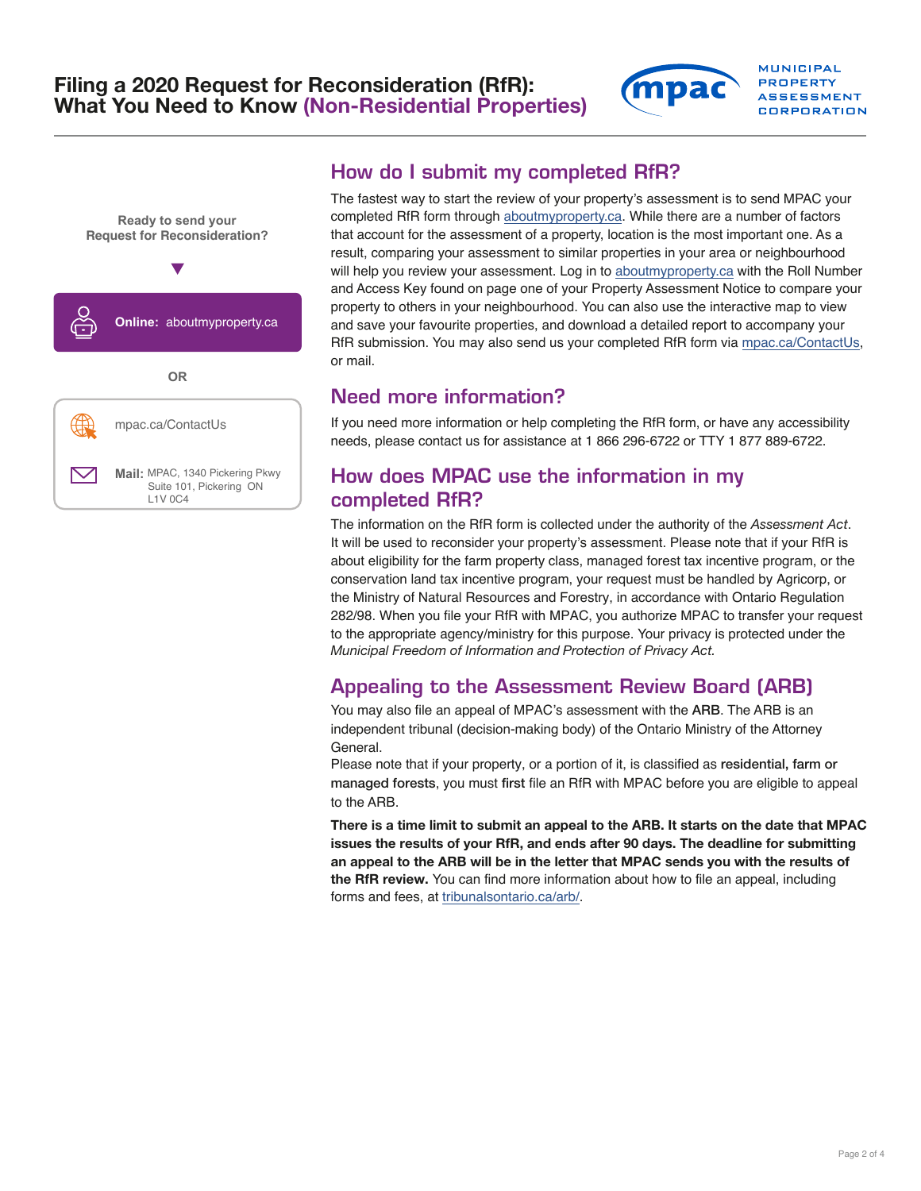# Filing a 2020 Request for Reconsideration (RfR): What You Need to Know (Non-Residential Properties)

**Ready to send your Request for Reconsideration?**

**Online:** aboutmyproperty.ca

OR

mpac.ca/ContactUs

**Mail:** MPAC, 1340 Pickering Pkwy Suite 101, Pickering ON L1V 0C4

## How do I submit my completed RfR?

The fastest way to start the review of your property's assessment is to send MPAC your completed RfR form through aboutmyproperty.ca. While there are a number of factors that account for the assessment of a property, location is the most important one. As a result, comparing your assessment to similar properties in your area or neighbourhood will help you review your assessment. Log in to aboutmyproperty.ca with the Roll Number and Access Key found on page one of your Property Assessment Notice to compare your property to others in your neighbourhood. You can also use the interactive map to view and save your favourite properties, and download a detailed report to accompany your RfR submission. You may also send us your completed RfR form via mpac.ca/ContactUs, or mail.

## Need more information?

If you need more information or help completing the RfR form, or have any accessibility needs, please contact us for assistance at 1 866 296-6722 or TTY 1 877 889-6722.

## How does MPAC use the information in my completed RfR?

The information on the RfR form is collected under the authority of the *Assessment Act*. It will be used to reconsider your property's assessment. Please note that if your RfR is about eligibility for the farm property class, managed forest tax incentive program, or the conservation land tax incentive program, your request must be handled by Agricorp, or the Ministry of Natural Resources and Forestry, in accordance with Ontario Regulation 282/98. When you file your RfR with MPAC, you authorize MPAC to transfer your request to the appropriate agency/ministry for this purpose. Your privacy is protected under the *Municipal Freedom of Information and Protection of Privacy Act.*

## Appealing to the Assessment Review Board (ARB)

You may also file an appeal of MPAC's assessment with the **ARB**. The ARB is an independent tribunal (decision-making body) of the Ontario Ministry of the Attorney General.

Please note that if your property, or a portion of it, is classified as **residential, farm or managed forests**, you must **first** file an RfR with MPAC before you are eligible to appeal to the ARB.

**There is a time limit to submit an appeal to the ARB. It starts on the date that MPAC issues the results of your RfR, and ends after 90 days. The deadline for submitting an appeal to the ARB will be in the letter that MPAC sends you with the results of the RfR review.** You can find more information about how to file an appeal, including forms and fees, at tribunalsontario.ca/arb/.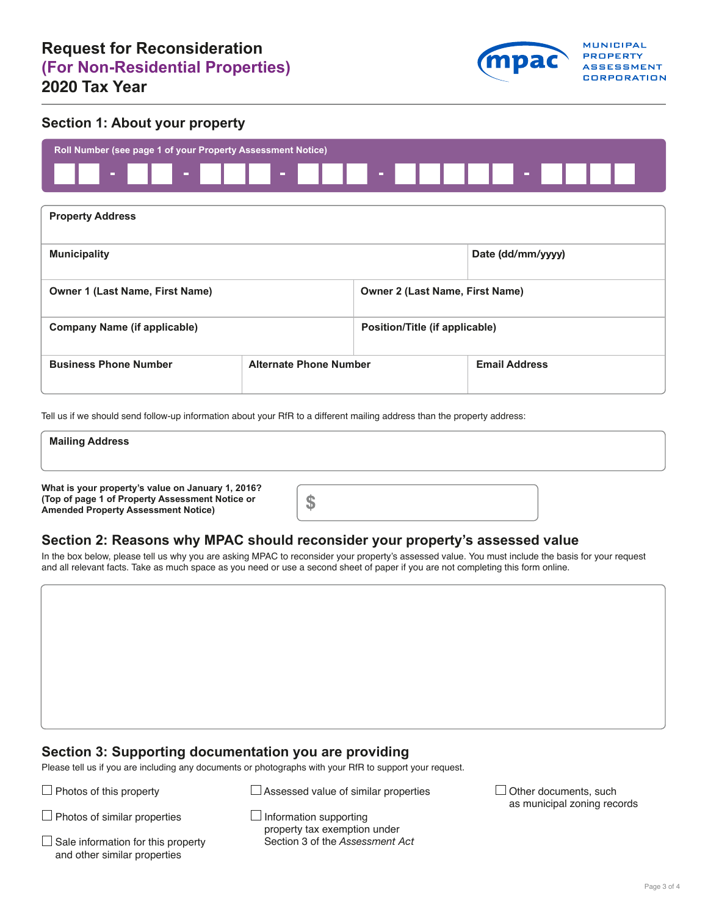# Request for Reconsideration
## (For Non-Residential Properties)
## 2020 Tax Year

MUNICIPAL PROPERTY ASSESSMENT CORPORATION

## Section 1: About your property

**Roll Number (see page 1 of your Property Assessment Notice)**

| | |
|---|---|
| **Property Address** | |
| **Municipality** | **Date (dd/mm/yyyy)** |
| **Owner 1 (Last Name, First Name)** | **Owner 2 (Last Name, First Name)** |
| **Company Name (if applicable)** | **Position/Title (if applicable)** |

| **Business Phone Number** | **Alternate Phone Number** | **Email Address** |
|---|---|---|
| | | |

Tell us if we should send follow-up information about your RfR to a different mailing address than the property address:

**Mailing Address**

**What is your property's value on January 1, 2016? (Top of page 1 of Property Assessment Notice or Amended Property Assessment Notice)** $

## Section 2: Reasons why MPAC should reconsider your property's assessed value

In the box below, please tell us why you are asking MPAC to reconsider your property's assessed value. You must include the basis for your request and all relevant facts. Take as much space as you need or use a second sheet of paper if you are not completing this form online.

## Section 3: Supporting documentation you are providing

Please tell us if you are including any documents or photographs with your RfR to support your request.

- ☐ Photos of this property
- ☐ Photos of similar properties
- ☐ Sale information for this property and other similar properties
- ☐ Assessed value of similar properties
- ☐ Information supporting property tax exemption under Section 3 of the *Assessment Act*
- ☐ Other documents, such as municipal zoning records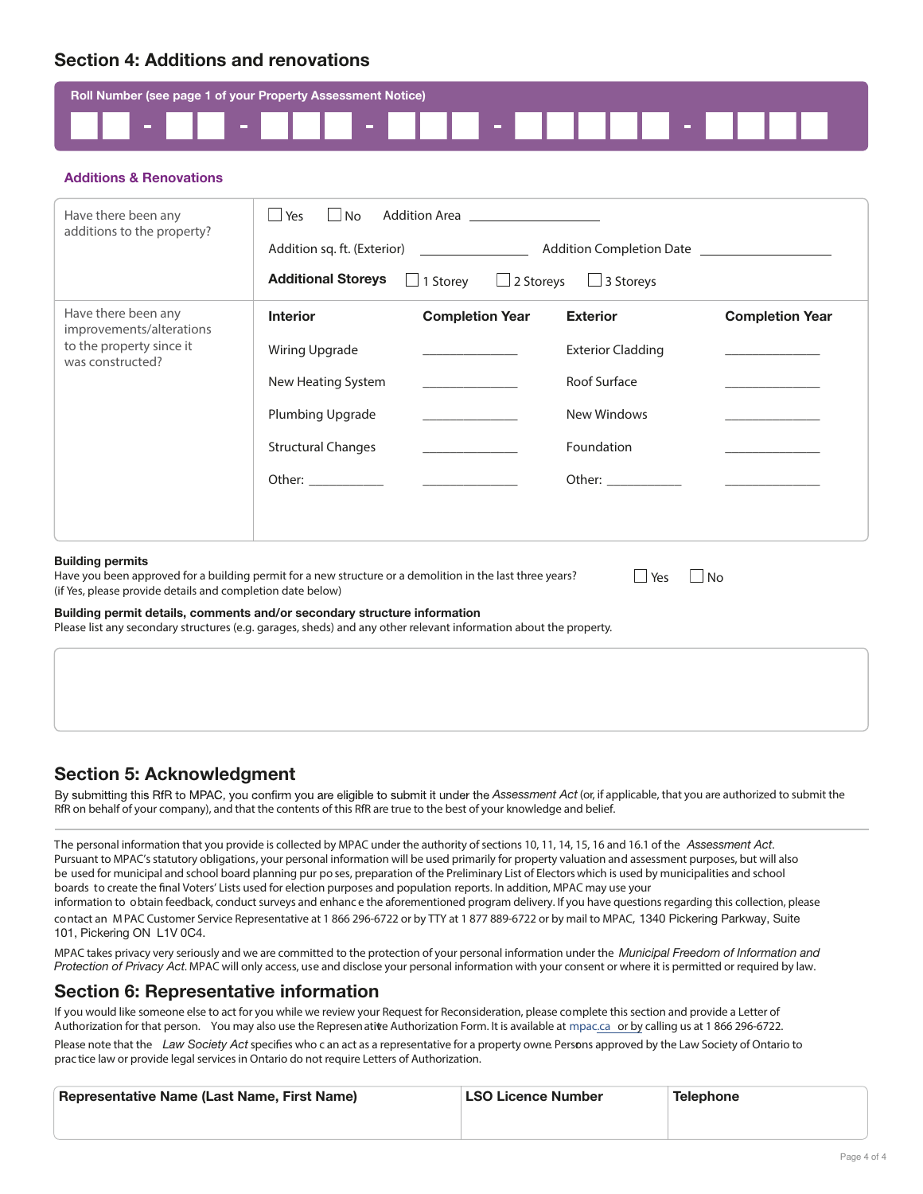## Section 4: Additions and renovations

**Roll Number (see page 1 of your Property Assessment Notice)**

☐☐ - ☐☐ - ☐☐☐ - ☐☐☐ - ☐☐☐☐☐ - ☐☐☐☐

### Additions & Renovations

| | | | | |
|---|---|---|---|---|
| Have there been any additions to the property? | ☐ Yes ☐ No Addition Area ____________<br>Addition sq. ft. (Exterior) ____________ Addition Completion Date ____________<br>**Additional Storeys** ☐ 1 Storey ☐ 2 Storeys ☐ 3 Storeys | | | |
| Have there been any improvements/alterations to the property since it was constructed? | **Interior** | **Completion Year** | **Exterior** | **Completion Year** |
| | Wiring Upgrade | ____________ | Exterior Cladding | ____________ |
| | New Heating System | ____________ | Roof Surface | ____________ |
| | Plumbing Upgrade | ____________ | New Windows | ____________ |
| | Structural Changes | ____________ | Foundation | ____________ |
| | Other: __________ | ____________ | Other: __________ | ____________ |

**Building permits**

Have you been approved for a building permit for a new structure or a demolition in the last three years? ☐ Yes ☐ No

(if Yes, please provide details and completion date below)

**Building permit details, comments and/or secondary structure information**

Please list any secondary structures (e.g. garages, sheds) and any other relevant information about the property.

## Section 5: Acknowledgment

By submitting this RfR to MPAC, you confirm you are eligible to submit it under the *Assessment Act* (or, if applicable, that you are authorized to submit the RfR on behalf of your company), and that the contents of this RfR are true to the best of your knowledge and belief.

The personal information that you provide is collected by MPAC under the authority of sections 10, 11, 14, 15, 16 and 16.1 of the *Assessment Act*. Pursuant to MPAC's statutory obligations, your personal information will be used primarily for property valuation and assessment purposes, but will also be used for municipal and school board planning purposes, preparation of the Preliminary List of Electors which is used by municipalities and school boards to create the final Voters' Lists used for election purposes and population reports. In addition, MPAC may use your information to obtain feedback, conduct surveys and enhance the aforementioned program delivery. If you have questions regarding this collection, please contact an MPAC Customer Service Representative at 1 866 296-6722 or by TTY at 1 877 889-6722 or by mail to MPAC, 1340 Pickering Parkway, Suite 101, Pickering ON L1V 0C4.

MPAC takes privacy very seriously and we are committed to the protection of your personal information under the *Municipal Freedom of Information and Protection of Privacy Act*. MPAC will only access, use and disclose your personal information with your consent or where it is permitted or required by law.

## Section 6: Representative information

If you would like someone else to act for you while we review your Request for Reconsideration, please complete this section and provide a Letter of Authorization for that person. You may also use the Representative Authorization Form. It is available at mpac.ca or by calling us at 1 866 296-6722.

Please note that the *Law Society Act* specifies who can act as a representative for a property owner. Persons approved by the Law Society of Ontario to practice law or provide legal services in Ontario do not require Letters of Authorization.

| Representative Name (Last Name, First Name) | LSO Licence Number | Telephone |
|---|---|---|
| | | |